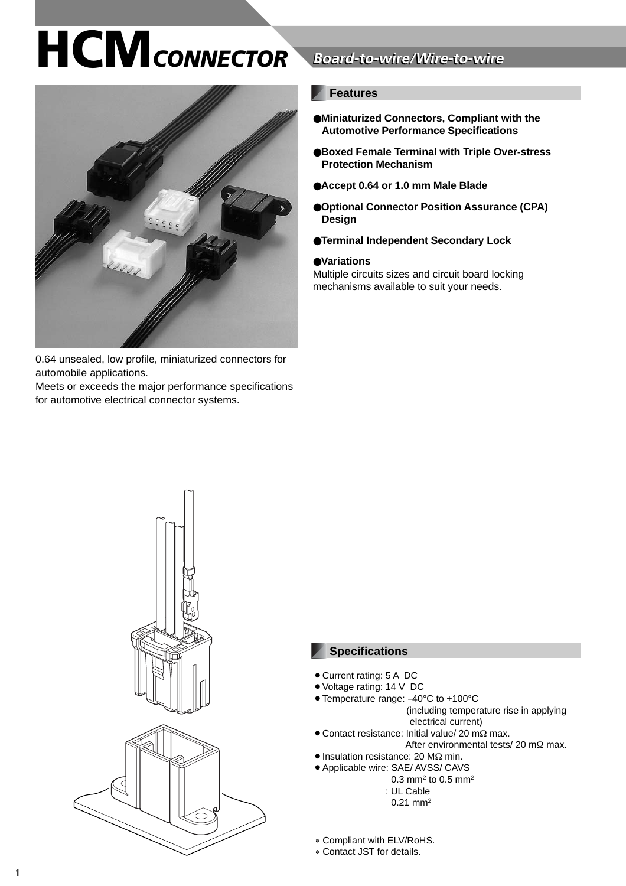# HCM CONNECTOR

## Board-to-wire/Wire-to-wire

0.64 unsealed, low profile, miniaturized connectors for automobile applications.
Meets or exceeds the major performance specifications for automotive electrical connector systems.

## Features

- **Miniaturized Connectors, Compliant with the Automotive Performance Specifications**
- **Boxed Female Terminal with Triple Over-stress Protection Mechanism**
- **Accept 0.64 or 1.0 mm Male Blade**
- **Optional Connector Position Assurance (CPA) Design**
- **Terminal Independent Secondary Lock**
- **Variations**

Multiple circuits sizes and circuit board locking mechanisms available to suit your needs.

## Specifications

- Current rating: 5 A DC
- Voltage rating: 14 V DC
- Temperature range: −40°C to +100°C
  (including temperature rise in applying electrical current)
- Contact resistance: Initial value/ 20 mΩ max.
  After environmental tests/ 20 mΩ max.
- Insulation resistance: 20 MΩ min.
- Applicable wire: SAE/ AVSS/ CAVS
  0.3 mm² to 0.5 mm²
  : UL Cable
  0.21 mm²

\* Compliant with ELV/RoHS.
\* Contact JST for details.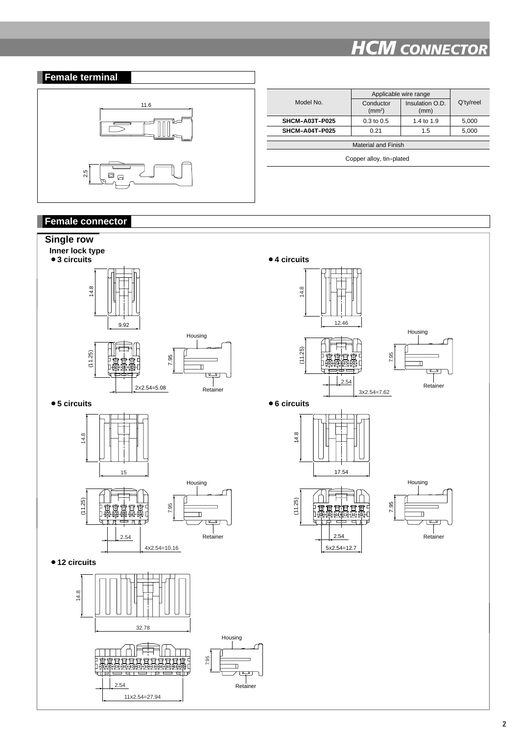## Female terminal

11.6

2.5

| Model No. | Applicable wire range | | Q'ty/reel |
|---|---|---|---|
| | Conductor (mm²) | Insulation O.D. (mm) | |
| **SHCM–A03T–P025** | 0.3 to 0.5 | 1.4 to 1.9 | 5,000 |
| **SHCM–A04T–P025** | 0.21 | 1.5 | 5,000 |

| Material and Finish |
|---|
| Copper alloy, tin–plated |

## Female connector

### Single row

**Inner lock type**

**● 3 circuits**

14.8

9.92

(11.25)

7.95

Housing

Retainer

2x2.54=5.08

**● 4 circuits**

14.8

12.46

(11.25)

7.95

Housing

Retainer

2.54

3x2.54=7.62

**● 5 circuits**

14.8

15

(11.25)

7.95

Housing

Retainer

2.54

4x2.54=10.16

**● 6 circuits**

14.8

17.54

(11.25)

7.95

Housing

Retainer

2.54

5x2.54=12.7

**● 12 circuits**

14.8

32.78

7.95

Housing

Retainer

2.54

11x2.54=27.94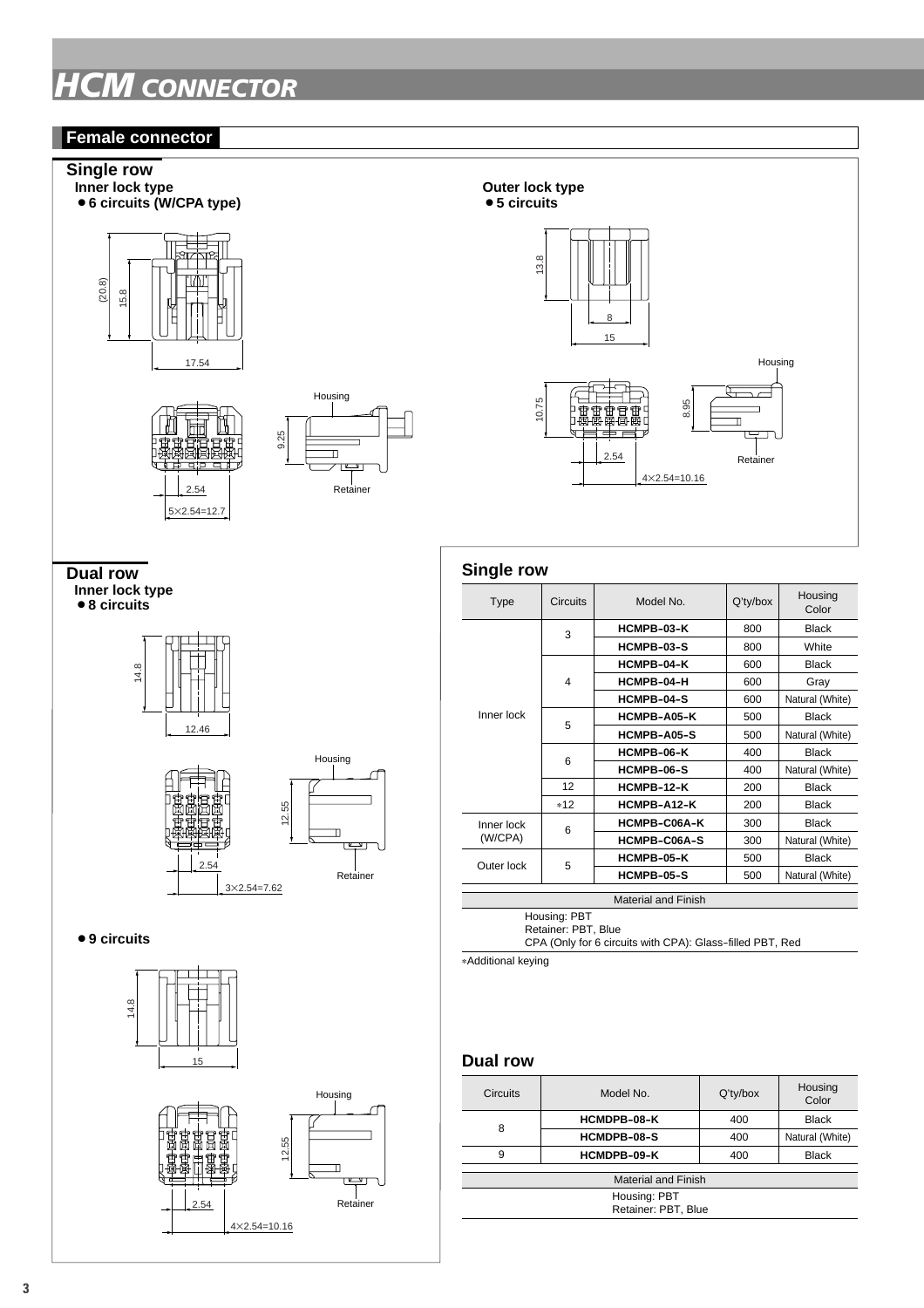# HCM CONNECTOR

## Female connector

### Single row

**Inner lock type**

- **6 circuits (W/CPA type)**

(20.8)
15.8
17.54
Housing
9.25
Retainer
2.54
5×2.54=12.7

**Outer lock type**

- **5 circuits**

13.8
8
15
Housing
10.75
8.95
2.54
4×2.54=10.16
Retainer

### Dual row

**Inner lock type**

- **8 circuits**

14.8
12.46
Housing
12.55
2.54
3×2.54=7.62
Retainer

- **9 circuits**

14.8
15
Housing
12.55
2.54
4×2.54=10.16
Retainer

### Single row

| Type | Circuits | Model No. | Q'ty/box | Housing Color |
|---|---|---|---|---|
| Inner lock | 3 | **HCMPB-03-K** | 800 | Black |
| | | **HCMPB-03-S** | 800 | White |
| | 4 | **HCMPB-04-K** | 600 | Black |
| | | **HCMPB-04-H** | 600 | Gray |
| | | **HCMPB-04-S** | 600 | Natural (White) |
| | 5 | **HCMPB-A05-K** | 500 | Black |
| | | **HCMPB-A05-S** | 500 | Natural (White) |
| | 6 | **HCMPB-06-K** | 400 | Black |
| | | **HCMPB-06-S** | 400 | Natural (White) |
| | 12 | **HCMPB-12-K** | 200 | Black |
| | *12 | **HCMPB-A12-K** | 200 | Black |
| Inner lock (W/CPA) | 6 | **HCMPB-C06A-K** | 300 | Black |
| | | **HCMPB-C06A-S** | 300 | Natural (White) |
| Outer lock | 5 | **HCMPB-05-K** | 500 | Black |
| | | **HCMPB-05-S** | 500 | Natural (White) |

Material and Finish

Housing: PBT
Retainer: PBT, Blue
CPA (Only for 6 circuits with CPA): Glass-filled PBT, Red

*Additional keying

### Dual row

| Circuits | Model No. | Q'ty/box | Housing Color |
|---|---|---|---|
| 8 | **HCMDPB-08-K** | 400 | Black |
| | **HCMDPB-08-S** | 400 | Natural (White) |
| 9 | **HCMDPB-09-K** | 400 | Black |

Material and Finish

Housing: PBT
Retainer: PBT, Blue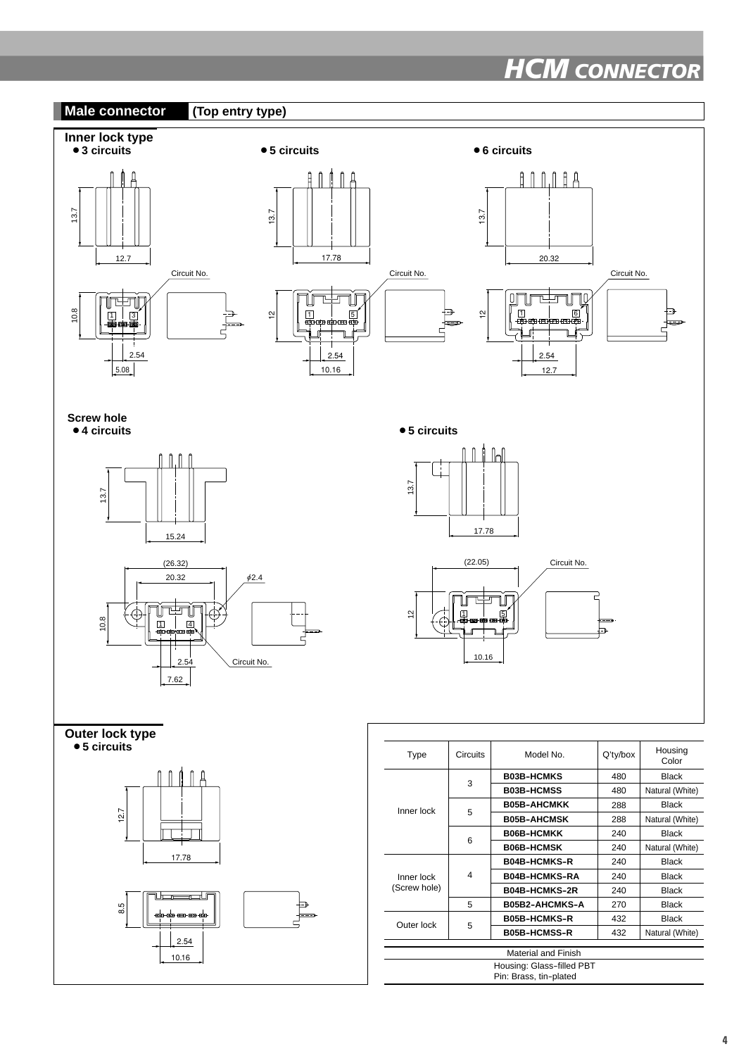## Male connector (Top entry type)

### Inner lock type

- 3 circuits
- 5 circuits
- 6 circuits

### Screw hole

- 4 circuits
- 5 circuits

### Outer lock type

- 5 circuits

| Type | Circuits | Model No. | Q'ty/box | Housing Color |
|---|---|---|---|---|
| Inner lock | 3 | **B03B-HCMKS** | 480 | Black |
| | | **B03B-HCMSS** | 480 | Natural (White) |
| | 5 | **B05B-AHCMKK** | 288 | Black |
| | | **B05B-AHCMSK** | 288 | Natural (White) |
| | 6 | **B06B-HCMKK** | 240 | Black |
| | | **B06B-HCMSK** | 240 | Natural (White) |
| Inner lock (Screw hole) | 4 | **B04B-HCMKS-R** | 240 | Black |
| | | **B04B-HCMKS-RA** | 240 | Black |
| | | **B04B-HCMKS-2R** | 240 | Black |
| | 5 | **B05B2-AHCMKS-A** | 270 | Black |
| Outer lock | 5 | **B05B-HCMKS-R** | 432 | Black |
| | | **B05B-HCMSS-R** | 432 | Natural (White) |

| Material and Finish |
|---|
| Housing: Glass-filled PBT<br>Pin: Brass, tin-plated |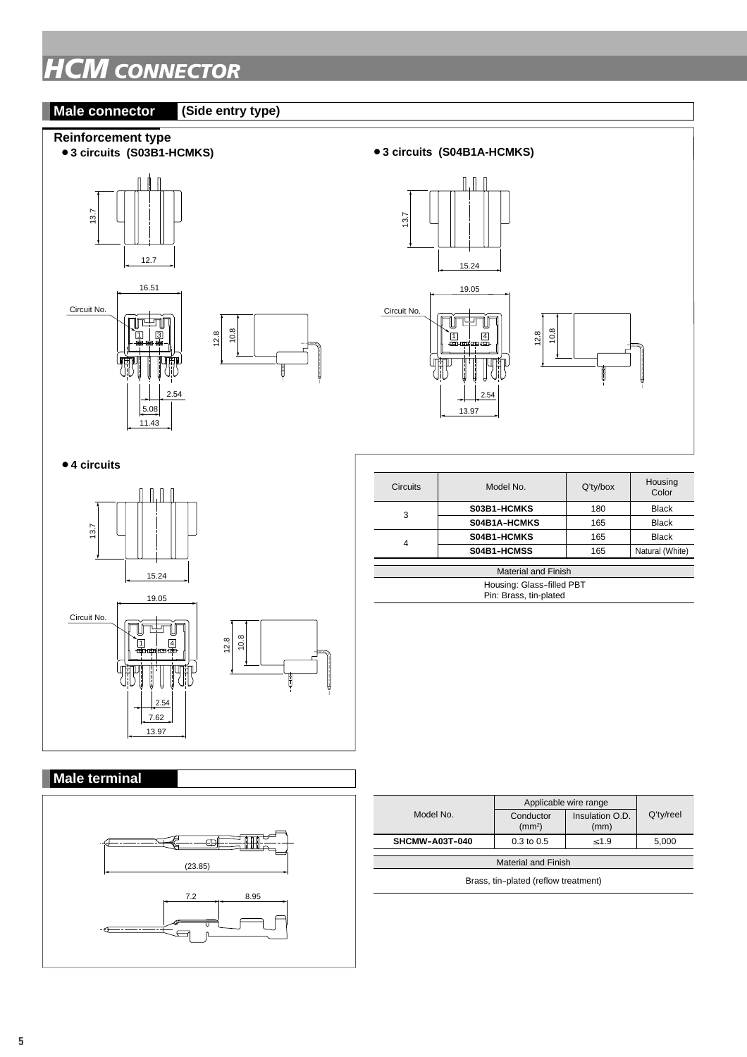# HCM CONNECTOR

## Male connector (Side entry type)

### Reinforcement type

- **3 circuits (S03B1-HCMKS)**

13.7
12.7
16.51
Circuit No.
1 3
12.8
10.8
2.54
5.08
11.43

- **3 circuits (S04B1A-HCMKS)**

13.7
15.24
19.05
Circuit No.
1 4
12.8
10.8
2.54
13.97

- **4 circuits**

13.7
15.24
19.05
Circuit No.
1 4
12.8
10.8
2.54
7.62
13.97

| Circuits | Model No. | Q'ty/box | Housing Color |
|---|---|---|---|
| 3 | **S03B1-HCMKS** | 180 | Black |
| | **S04B1A-HCMKS** | 165 | Black |
| 4 | **S04B1-HCMKS** | 165 | Black |
| | **S04B1-HCMSS** | 165 | Natural (White) |

| Material and Finish |
|---|
| Housing: Glass-filled PBT<br>Pin: Brass, tin-plated |

## Male terminal

(23.85)
7.2
8.95

| Model No. | Applicable wire range | | Q'ty/reel |
|---|---|---|---|
| | Conductor (mm²) | Insulation O.D. (mm) | |
| **SHCMW-A03T-040** | 0.3 to 0.5 | ≤1.9 | 5,000 |

| Material and Finish |
|---|
| Brass, tin-plated (reflow treatment) |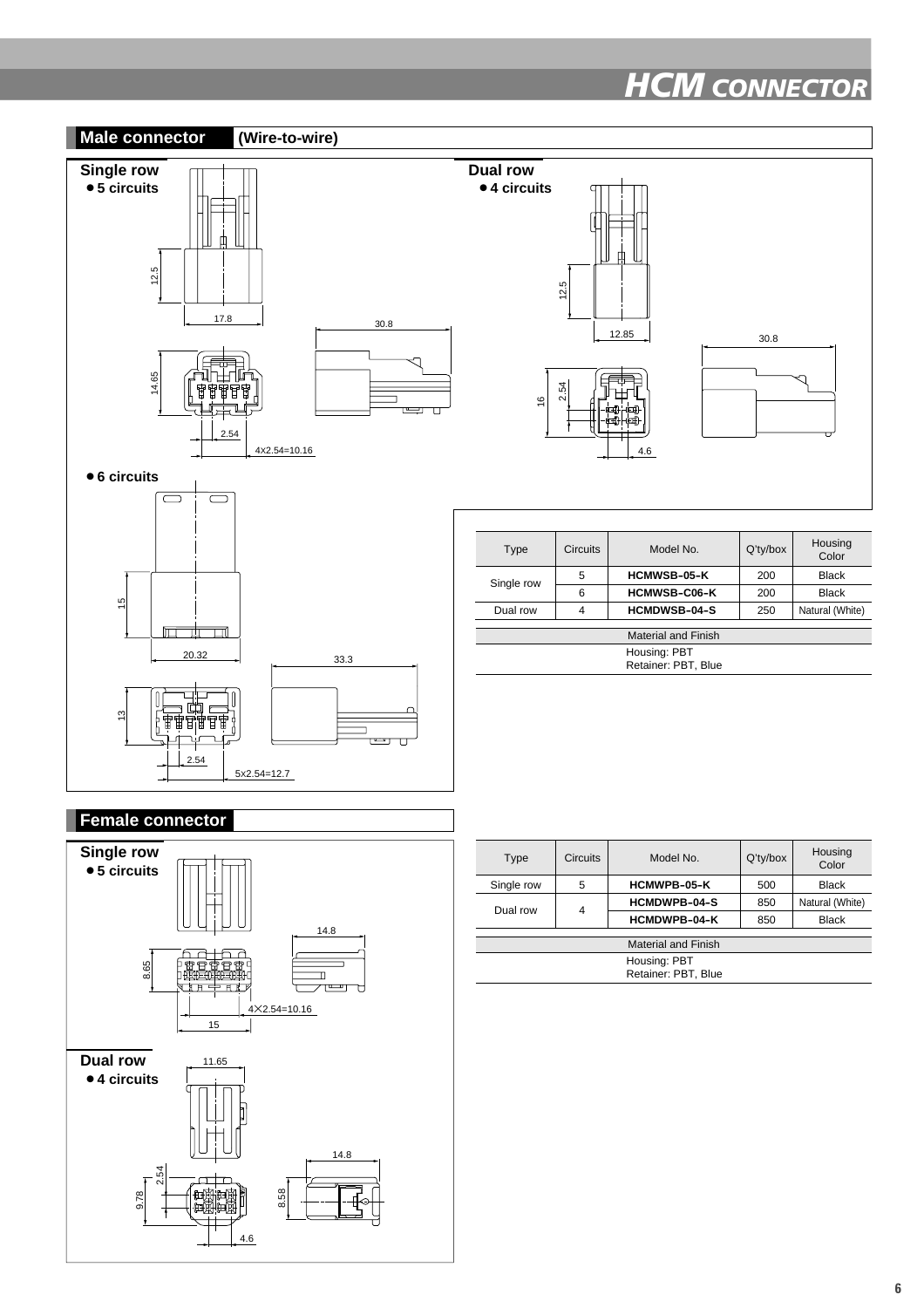# HCM CONNECTOR

## Male connector (Wire-to-wire)

### Single row

● 5 circuits

12.5

17.8

30.8

14.65

2.54

4X2.54=10.16

● 6 circuits

15

20.32

33.3

13

2.54

5x2.54=12.7

### Dual row

● 4 circuits

12.5

12.85

30.8

16

2.54

4.6

| Type | Circuits | Model No. | Q'ty/box | Housing Color |
|---|---|---|---|---|
| Single row | 5 | **HCMWSB–05–K** | 200 | Black |
| | 6 | **HCMWSB–C06–K** | 200 | Black |
| Dual row | 4 | **HCMDWSB–04–S** | 250 | Natural (White) |

| Material and Finish |
|---|
| Housing: PBT<br>Retainer: PBT, Blue |

## Female connector

### Single row

● 5 circuits

14.8

8.65

4✕2.54=10.16

15

### Dual row

● 4 circuits

11.65

14.8

2.54

9.78

8.58

4.6

| Type | Circuits | Model No. | Q'ty/box | Housing Color |
|---|---|---|---|---|
| Single row | 5 | **HCMWPB–05–K** | 500 | Black |
| Dual row | 4 | **HCMDWPB–04–S** | 850 | Natural (White) |
| | | **HCMDWPB–04–K** | 850 | Black |

| Material and Finish |
|---|
| Housing: PBT<br>Retainer: PBT, Blue |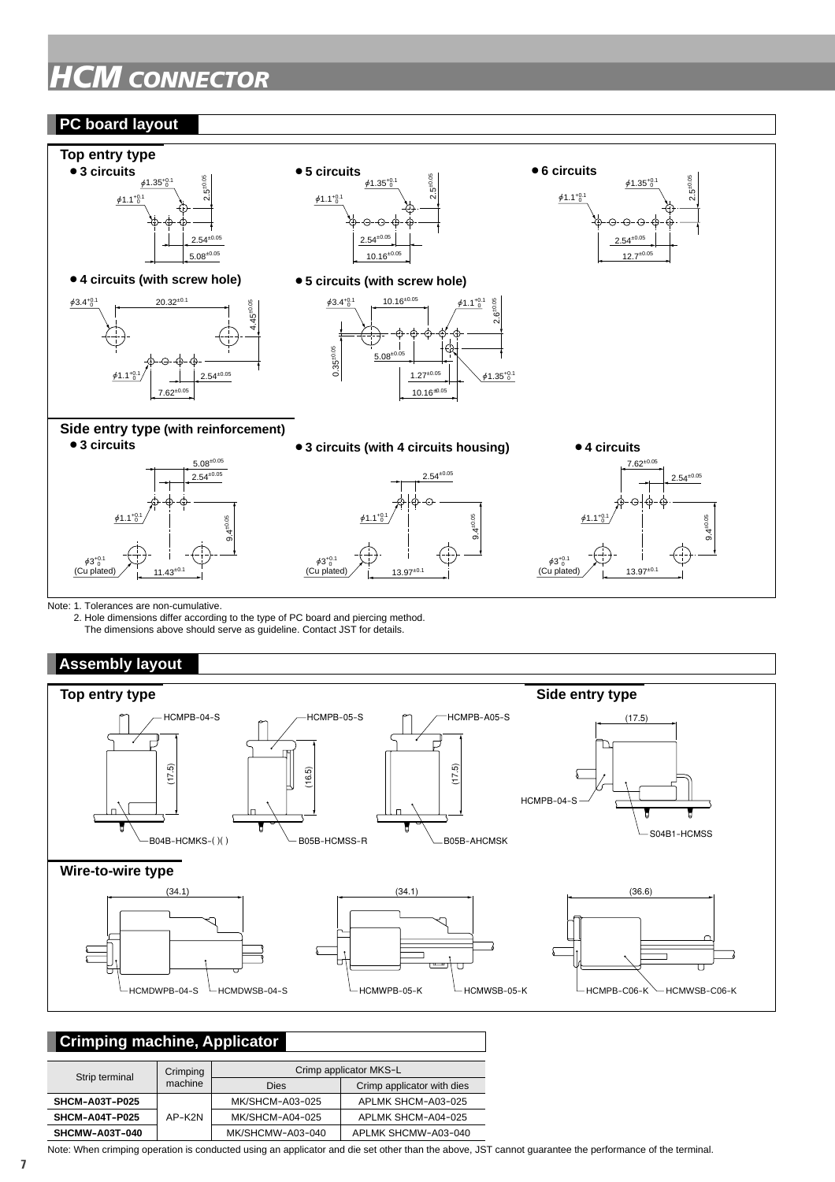# HCM CONNECTOR

## PC board layout

### Top entry type

● 3 circuits

$\phi 1.35^{+0.1}_{0}$
$\phi 1.1^{+0.1}_{0}$
$2.5^{\pm 0.05}$
$2.54^{\pm 0.05}$
$5.08^{\pm 0.05}$

● 5 circuits

$\phi 1.35^{+0.1}_{0}$
$\phi 1.1^{+0.1}_{0}$
$2.5^{\pm 0.05}$
$2.54^{\pm 0.05}$
$10.16^{\pm 0.05}$

● 6 circuits

$\phi 1.35^{+0.1}_{0}$
$\phi 1.1^{+0.1}_{0}$
$2.5^{\pm 0.05}$
$2.54^{\pm 0.05}$
$12.7^{\pm 0.05}$

● 4 circuits (with screw hole)

$\phi 3.4^{+0.1}_{0}$
$20.32^{\pm 0.1}$
$4.45^{\pm 0.05}$
$\phi 1.1^{+0.1}_{0}$
$2.54^{\pm 0.05}$
$7.62^{\pm 0.05}$

● 5 circuits (with screw hole)

$\phi 3.4^{+0.1}_{0}$
$10.16^{\pm 0.05}$
$\phi 1.1^{+0.1}_{0}$
$2.6^{\pm 0.05}$
$0.35^{\pm 0.05}$
$5.08^{\pm 0.05}$
$1.27^{\pm 0.05}$
$\phi 1.35^{+0.1}_{0}$
$10.16^{\pm 0.05}$

### Side entry type (with reinforcement)

● 3 circuits

$5.08^{\pm 0.05}$
$2.54^{\pm 0.05}$
$\phi 1.1^{+0.1}_{0}$
$9.4^{\pm 0.05}$
$\phi 3^{+0.1}_{0}$ (Cu plated)
$11.43^{\pm 0.1}$

● 3 circuits (with 4 circuits housing)

$2.54^{\pm 0.05}$
$\phi 1.1^{+0.1}_{0}$
$9.4^{\pm 0.05}$
$\phi 3^{+0.1}_{0}$ (Cu plated)
$13.97^{\pm 0.1}$

● 4 circuits

$7.62^{\pm 0.05}$
$2.54^{\pm 0.05}$
$\phi 1.1^{+0.1}_{0}$
$9.4^{\pm 0.05}$
$\phi 3^{+0.1}_{0}$ (Cu plated)
$13.97^{\pm 0.1}$

Note: 1. Tolerances are non-cumulative.
2. Hole dimensions differ according to the type of PC board and piercing method.
The dimensions above should serve as guideline. Contact JST for details.

## Assembly layout

### Top entry type

HCMPB-04-S
(17.5)
B04B-HCMKS-( )( )

HCMPB-05-S
(16.5)
B05B-HCMSS-R

HCMPB-A05-S
(17.5)
B05B-AHCMSK

### Side entry type

(17.5)
HCMPB-04-S
S04B1-HCMSS

### Wire-to-wire type

(34.1)
HCMDWPB-04-S
HCMDWSB-04-S

(34.1)
HCMWPB-05-K
HCMWSB-05-K

(36.6)
HCMPB-C06-K
HCMWSB-C06-K

## Crimping machine, Applicator

| Strip terminal | Crimping machine | Crimp applicator MKS-L | |
|---|---|---|---|
| | | Dies | Crimp applicator with dies |
| **SHCM-A03T-P025** | AP-K2N | MK/SHCM-A03-025 | APLMK SHCM-A03-025 |
| **SHCM-A04T-P025** | | MK/SHCM-A04-025 | APLMK SHCM-A04-025 |
| **SHCMW-A03T-040** | | MK/SHCMW-A03-040 | APLMK SHCMW-A03-040 |

Note: When crimping operation is conducted using an applicator and die set other than the above, JST cannot guarantee the performance of the terminal.